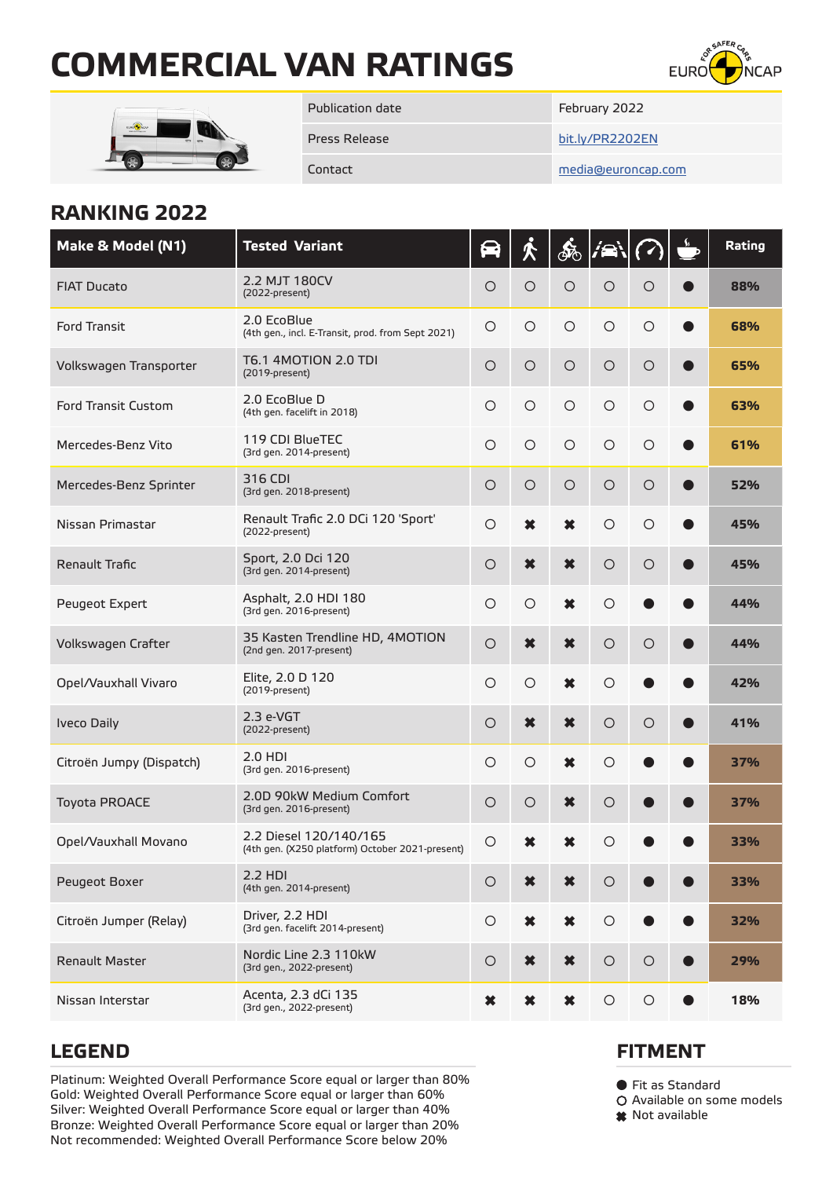# COMMERCIAL VAN RATINGS

| Publication date | February 2022 |
|---|---|
| Press Release | bit.ly/PR2202EN |
| Contact | media@euroncap.com |

## RANKING 2022

| Make & Model (N1) | Tested Variant | Occupant | Pedestrian | Cyclist | Lane | Speed | Driver fatigue | Rating |
|---|---|---|---|---|---|---|---|---|
| FIAT Ducato | 2.2 MJT 180CV (2022-present) | ○ | ○ | ○ | ○ | ○ | ● | 88% |
| Ford Transit | 2.0 EcoBlue (4th gen., incl. E-Transit, prod. from Sept 2021) | ○ | ○ | ○ | ○ | ○ | ● | 68% |
| Volkswagen Transporter | T6.1 4MOTION 2.0 TDI (2019-present) | ○ | ○ | ○ | ○ | ○ | ● | 65% |
| Ford Transit Custom | 2.0 EcoBlue D (4th gen. facelift in 2018) | ○ | ○ | ○ | ○ | ○ | ● | 63% |
| Mercedes-Benz Vito | 119 CDI BlueTEC (3rd gen. 2014-present) | ○ | ○ | ○ | ○ | ○ | ● | 61% |
| Mercedes-Benz Sprinter | 316 CDI (3rd gen. 2018-present) | ○ | ○ | ○ | ○ | ○ | ● | 52% |
| Nissan Primastar | Renault Trafic 2.0 DCi 120 'Sport' (2022-present) | ○ | ✖ | ✖ | ○ | ○ | ● | 45% |
| Renault Trafic | Sport, 2.0 Dci 120 (3rd gen. 2014-present) | ○ | ✖ | ✖ | ○ | ○ | ● | 45% |
| Peugeot Expert | Asphalt, 2.0 HDI 180 (3rd gen. 2016-present) | ○ | ○ | ✖ | ○ | ● | ● | 44% |
| Volkswagen Crafter | 35 Kasten Trendline HD, 4MOTION (2nd gen. 2017-present) | ○ | ✖ | ✖ | ○ | ○ | ● | 44% |
| Opel/Vauxhall Vivaro | Elite, 2.0 D 120 (2019-present) | ○ | ○ | ✖ | ○ | ● | ● | 42% |
| Iveco Daily | 2.3 e-VGT (2022-present) | ○ | ✖ | ✖ | ○ | ○ | ● | 41% |
| Citroën Jumpy (Dispatch) | 2.0 HDI (3rd gen. 2016-present) | ○ | ○ | ✖ | ○ | ● | ● | 37% |
| Toyota PROACE | 2.0D 90kW Medium Comfort (3rd gen. 2016-present) | ○ | ○ | ✖ | ○ | ● | ● | 37% |
| Opel/Vauxhall Movano | 2.2 Diesel 120/140/165 (4th gen. (X250 platform) October 2021-present) | ○ | ✖ | ✖ | ○ | ● | ● | 33% |
| Peugeot Boxer | 2.2 HDI (4th gen. 2014-present) | ○ | ✖ | ✖ | ○ | ● | ● | 33% |
| Citroën Jumper (Relay) | Driver, 2.2 HDI (3rd gen. facelift 2014-present) | ○ | ✖ | ✖ | ○ | ● | ● | 32% |
| Renault Master | Nordic Line 2.3 110kW (3rd gen., 2022-present) | ○ | ✖ | ✖ | ○ | ○ | ● | 29% |
| Nissan Interstar | Acenta, 2.3 dCi 135 (3rd gen., 2022-present) | ✖ | ✖ | ✖ | ○ | ○ | ● | 18% |

## LEGEND

Platinum: Weighted Overall Performance Score equal or larger than 80%
Gold: Weighted Overall Performance Score equal or larger than 60%
Silver: Weighted Overall Performance Score equal or larger than 40%
Bronze: Weighted Overall Performance Score equal or larger than 20%
Not recommended: Weighted Overall Performance Score below 20%

## FITMENT

- ● Fit as Standard
- ○ Available on some models
- ✖ Not available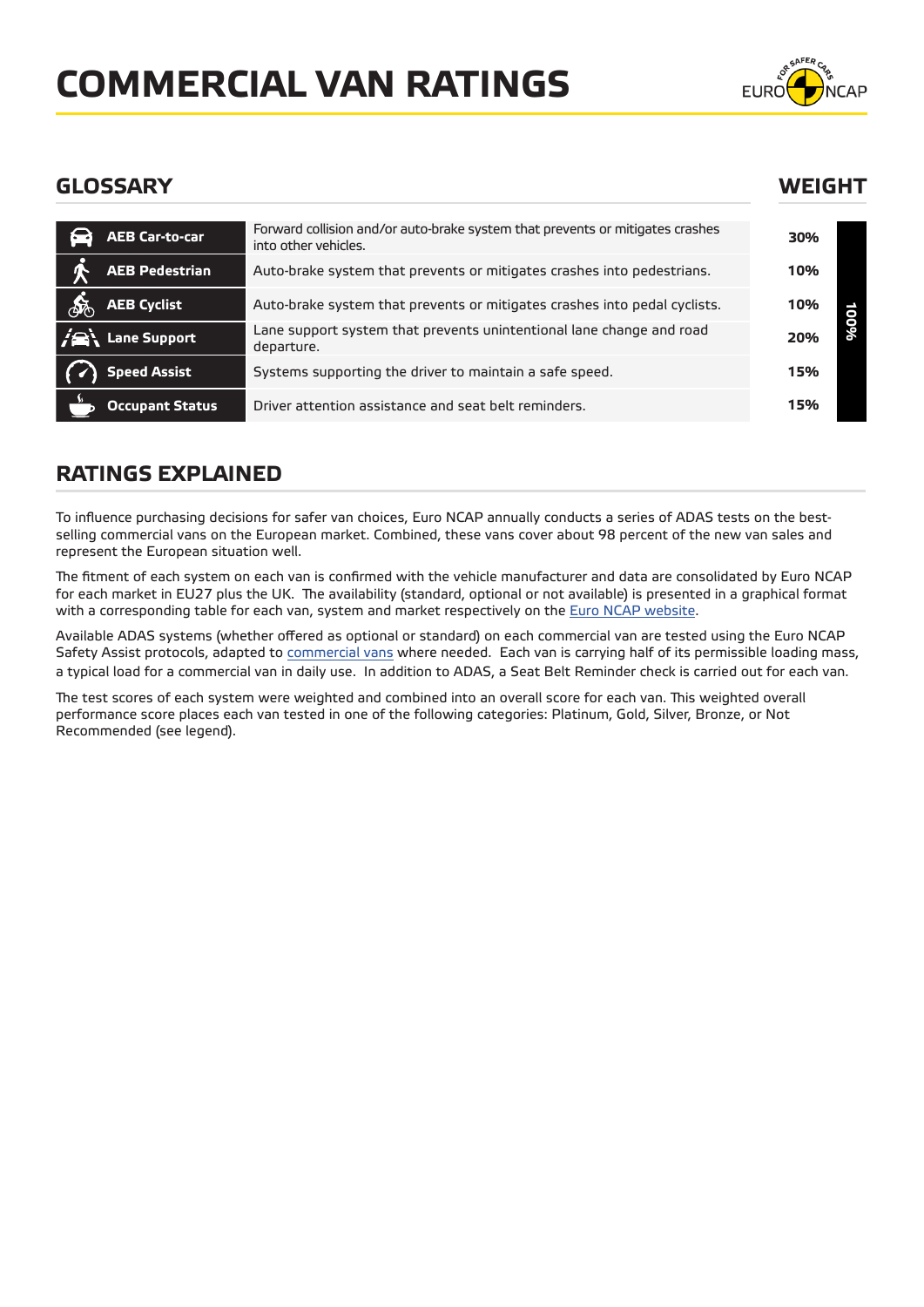# COMMERCIAL VAN RATINGS

## GLOSSARY

| | | WEIGHT |
|---|---|---|
| **AEB Car-to-car** | Forward collision and/or auto-brake system that prevents or mitigates crashes into other vehicles. | 30% |
| **AEB Pedestrian** | Auto-brake system that prevents or mitigates crashes into pedestrians. | 10% |
| **AEB Cyclist** | Auto-brake system that prevents or mitigates crashes into pedal cyclists. | 10% |
| **Lane Support** | Lane support system that prevents unintentional lane change and road departure. | 20% |
| **Speed Assist** | Systems supporting the driver to maintain a safe speed. | 15% |
| **Occupant Status** | Driver attention assistance and seat belt reminders. | 15% |
| | | **100%** |

## RATINGS EXPLAINED

To influence purchasing decisions for safer van choices, Euro NCAP annually conducts a series of ADAS tests on the best-selling commercial vans on the European market. Combined, these vans cover about 98 percent of the new van sales and represent the European situation well.

The fitment of each system on each van is confirmed with the vehicle manufacturer and data are consolidated by Euro NCAP for each market in EU27 plus the UK. The availability (standard, optional or not available) is presented in a graphical format with a corresponding table for each van, system and market respectively on the Euro NCAP website.

Available ADAS systems (whether offered as optional or standard) on each commercial van are tested using the Euro NCAP Safety Assist protocols, adapted to commercial vans where needed. Each van is carrying half of its permissible loading mass, a typical load for a commercial van in daily use. In addition to ADAS, a Seat Belt Reminder check is carried out for each van.

The test scores of each system were weighted and combined into an overall score for each van. This weighted overall performance score places each van tested in one of the following categories: Platinum, Gold, Silver, Bronze, or Not Recommended (see legend).